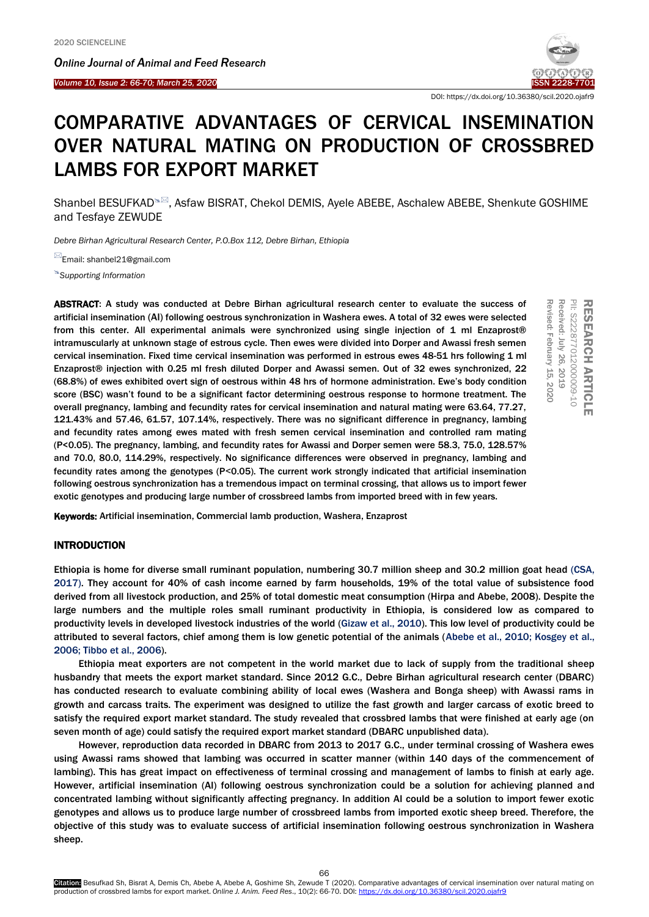# COMPARATIVE ADVANTAGES OF CERVICAL INSEMINATION OVER NATURAL MATING ON PRODUCTION OF CROSSBRED LAMBS FOR EXPORT MARKET

Shanbel BESUFKAD, Asfaw BISRAT, Chekol DEMIS, Ayele ABEBE, Aschalew ABEBE, Shenkute GOSHIME and Tesfaye ZEWUDE

*Debre Birhan Agricultural Research Center, P.O.Box 112, Debre Birhan, Ethiopia*

Email: shanbel21@gmail.com

*Supporting Information*

RESEARCH ARTICLE
PII: S222877012000009-10
Received: July 26, 2019
Revised: February 15, 2020

**ABSTRACT**: A study was conducted at Debre Birhan agricultural research center to evaluate the success of artificial insemination (AI) following oestrous synchronization in Washera ewes. A total of 32 ewes were selected from this center. All experimental animals were synchronized using single injection of 1 ml Enzaprost® intramuscularly at unknown stage of estrous cycle. Then ewes were divided into Dorper and Awassi fresh semen cervical insemination. Fixed time cervical insemination was performed in estrous ewes 48-51 hrs following 1 ml Enzaprost® injection with 0.25 ml fresh diluted Dorper and Awassi semen. Out of 32 ewes synchronized, 22 (68.8%) of ewes exhibited overt sign of oestrous within 48 hrs of hormone administration. Ewe's body condition score (BSC) wasn't found to be a significant factor determining oestrous response to hormone treatment. The overall pregnancy, lambing and fecundity rates for cervical insemination and natural mating were 63.64, 77.27, 121.43% and 57.46, 61.57, 107.14%, respectively. There was no significant difference in pregnancy, lambing and fecundity rates among ewes mated with fresh semen cervical insemination and controlled ram mating ($P<0.05$). The pregnancy, lambing, and fecundity rates for Awassi and Dorper semen were 58.3, 75.0, 128.57% and 70.0, 80.0, 114.29%, respectively. No significance differences were observed in pregnancy, lambing and fecundity rates among the genotypes ($P<0.05$). The current work strongly indicated that artificial insemination following oestrous synchronization has a tremendous impact on terminal crossing, that allows us to import fewer exotic genotypes and producing large number of crossbreed lambs from imported breed with in few years.

**Keywords:** Artificial insemination, Commercial lamb production, Washera, Enzaprost

## INTRODUCTION

Ethiopia is home for diverse small ruminant population, numbering 30.7 million sheep and 30.2 million goat head (CSA, 2017). They account for 40% of cash income earned by farm households, 19% of the total value of subsistence food derived from all livestock production, and 25% of total domestic meat consumption (Hirpa and Abebe, 2008). Despite the large numbers and the multiple roles small ruminant productivity in Ethiopia, is considered low as compared to productivity levels in developed livestock industries of the world (Gizaw et al., 2010). This low level of productivity could be attributed to several factors, chief among them is low genetic potential of the animals (Abebe et al., 2010; Kosgey et al., 2006; Tibbo et al., 2006).

Ethiopia meat exporters are not competent in the world market due to lack of supply from the traditional sheep husbandry that meets the export market standard. Since 2012 G.C., Debre Birhan agricultural research center (DBARC) has conducted research to evaluate combining ability of local ewes (Washera and Bonga sheep) with Awassi rams in growth and carcass traits. The experiment was designed to utilize the fast growth and larger carcass of exotic breed to satisfy the required export market standard. The study revealed that crossbred lambs that were finished at early age (on seven month of age) could satisfy the required export market standard (DBARC unpublished data).

However, reproduction data recorded in DBARC from 2013 to 2017 G.C., under terminal crossing of Washera ewes using Awassi rams showed that lambing was occurred in scatter manner (within 140 days of the commencement of lambing). This has great impact on effectiveness of terminal crossing and management of lambs to finish at early age. However, artificial insemination (AI) following oestrous synchronization could be a solution for achieving planned and concentrated lambing without significantly affecting pregnancy. In addition AI could be a solution to import fewer exotic genotypes and allows us to produce large number of crossbreed lambs from imported exotic sheep breed. Therefore, the objective of this study was to evaluate success of artificial insemination following oestrous synchronization in Washera sheep.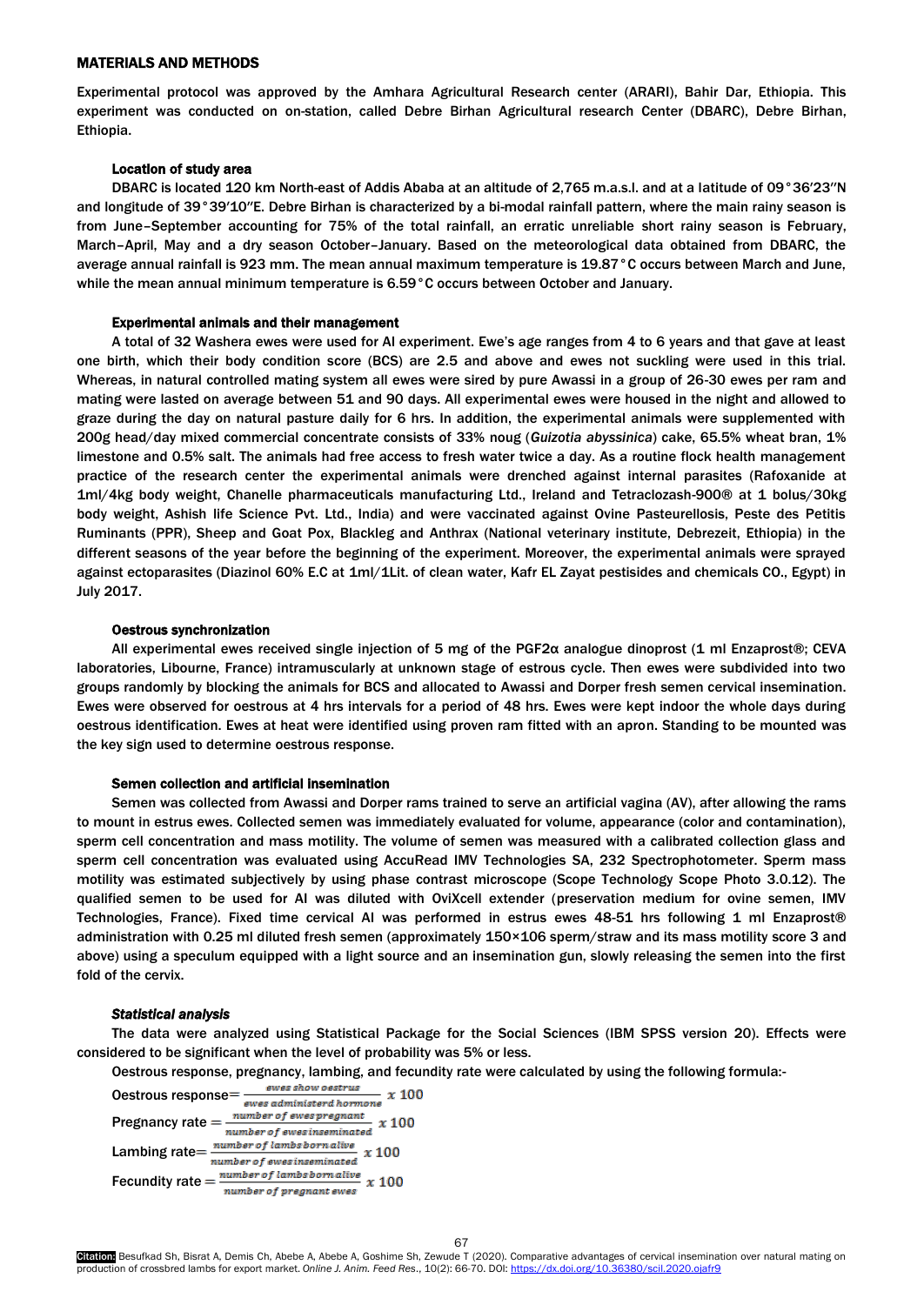## MATERIALS AND METHODS

Experimental protocol was approved by the Amhara Agricultural Research center (ARARI), Bahir Dar, Ethiopia. This experiment was conducted on on-station, called Debre Birhan Agricultural research Center (DBARC), Debre Birhan, Ethiopia.

### Location of study area

DBARC is located 120 km North-east of Addis Ababa at an altitude of 2,765 m.a.s.l. and at a latitude of 09°36′23″N and longitude of 39°39′10″E. Debre Birhan is characterized by a bi-modal rainfall pattern, where the main rainy season is from June–September accounting for 75% of the total rainfall, an erratic unreliable short rainy season is February, March–April, May and a dry season October–January. Based on the meteorological data obtained from DBARC, the average annual rainfall is 923 mm. The mean annual maximum temperature is 19.87°C occurs between March and June, while the mean annual minimum temperature is 6.59°C occurs between October and January.

### Experimental animals and their management

A total of 32 Washera ewes were used for AI experiment. Ewe's age ranges from 4 to 6 years and that gave at least one birth, which their body condition score (BCS) are 2.5 and above and ewes not suckling were used in this trial. Whereas, in natural controlled mating system all ewes were sired by pure Awassi in a group of 26-30 ewes per ram and mating were lasted on average between 51 and 90 days. All experimental ewes were housed in the night and allowed to graze during the day on natural pasture daily for 6 hrs. In addition, the experimental animals were supplemented with 200g head/day mixed commercial concentrate consists of 33% noug (*Guizotia abyssinica*) cake, 65.5% wheat bran, 1% limestone and 0.5% salt. The animals had free access to fresh water twice a day. As a routine flock health management practice of the research center the experimental animals were drenched against internal parasites (Rafoxanide at 1ml/4kg body weight, Chanelle pharmaceuticals manufacturing Ltd., Ireland and Tetraclozash-900® at 1 bolus/30kg body weight, Ashish life Science Pvt. Ltd., India) and were vaccinated against Ovine Pasteurellosis, Peste des Petitis Ruminants (PPR), Sheep and Goat Pox, Blackleg and Anthrax (National veterinary institute, Debrezeit, Ethiopia) in the different seasons of the year before the beginning of the experiment. Moreover, the experimental animals were sprayed against ectoparasites (Diazinol 60% E.C at 1ml/1Lit. of clean water, Kafr EL Zayat pestisides and chemicals CO., Egypt) in July 2017.

### Oestrous synchronization

All experimental ewes received single injection of 5 mg of the PGF2α analogue dinoprost (1 ml Enzaprost®; CEVA laboratories, Libourne, France) intramuscularly at unknown stage of estrous cycle. Then ewes were subdivided into two groups randomly by blocking the animals for BCS and allocated to Awassi and Dorper fresh semen cervical insemination. Ewes were observed for oestrous at 4 hrs intervals for a period of 48 hrs. Ewes were kept indoor the whole days during oestrous identification. Ewes at heat were identified using proven ram fitted with an apron. Standing to be mounted was the key sign used to determine oestrous response.

### Semen collection and artificial insemination

Semen was collected from Awassi and Dorper rams trained to serve an artificial vagina (AV), after allowing the rams to mount in estrus ewes. Collected semen was immediately evaluated for volume, appearance (color and contamination), sperm cell concentration and mass motility. The volume of semen was measured with a calibrated collection glass and sperm cell concentration was evaluated using AccuRead IMV Technologies SA, 232 Spectrophotometer. Sperm mass motility was estimated subjectively by using phase contrast microscope (Scope Technology Scope Photo 3.0.12). The qualified semen to be used for AI was diluted with OviXcell extender (preservation medium for ovine semen, IMV Technologies, France). Fixed time cervical AI was performed in estrus ewes 48-51 hrs following 1 ml Enzaprost® administration with 0.25 ml diluted fresh semen (approximately 150×106 sperm/straw and its mass motility score 3 and above) using a speculum equipped with a light source and an insemination gun, slowly releasing the semen into the first fold of the cervix.

### *Statistical analysis*

The data were analyzed using Statistical Package for the Social Sciences (IBM SPSS version 20). Effects were considered to be significant when the level of probability was 5% or less.

Oestrous response, pregnancy, lambing, and fecundity rate were calculated by using the following formula:-

Oestrous response $= \frac{\text{ewes show oestrus}}{\text{ewes administerd hormone}} \times 100$

Pregnancy rate $= \frac{\text{number of ewes pregnant}}{\text{number of ewes inseminated}} \times 100$

Lambing rate $= \frac{\text{number of lambs born alive}}{\text{number of ewes inseminated}} \times 100$

Fecundity rate $= \frac{\text{number of lambs born alive}}{\text{number of pregnant ewes}} \times 100$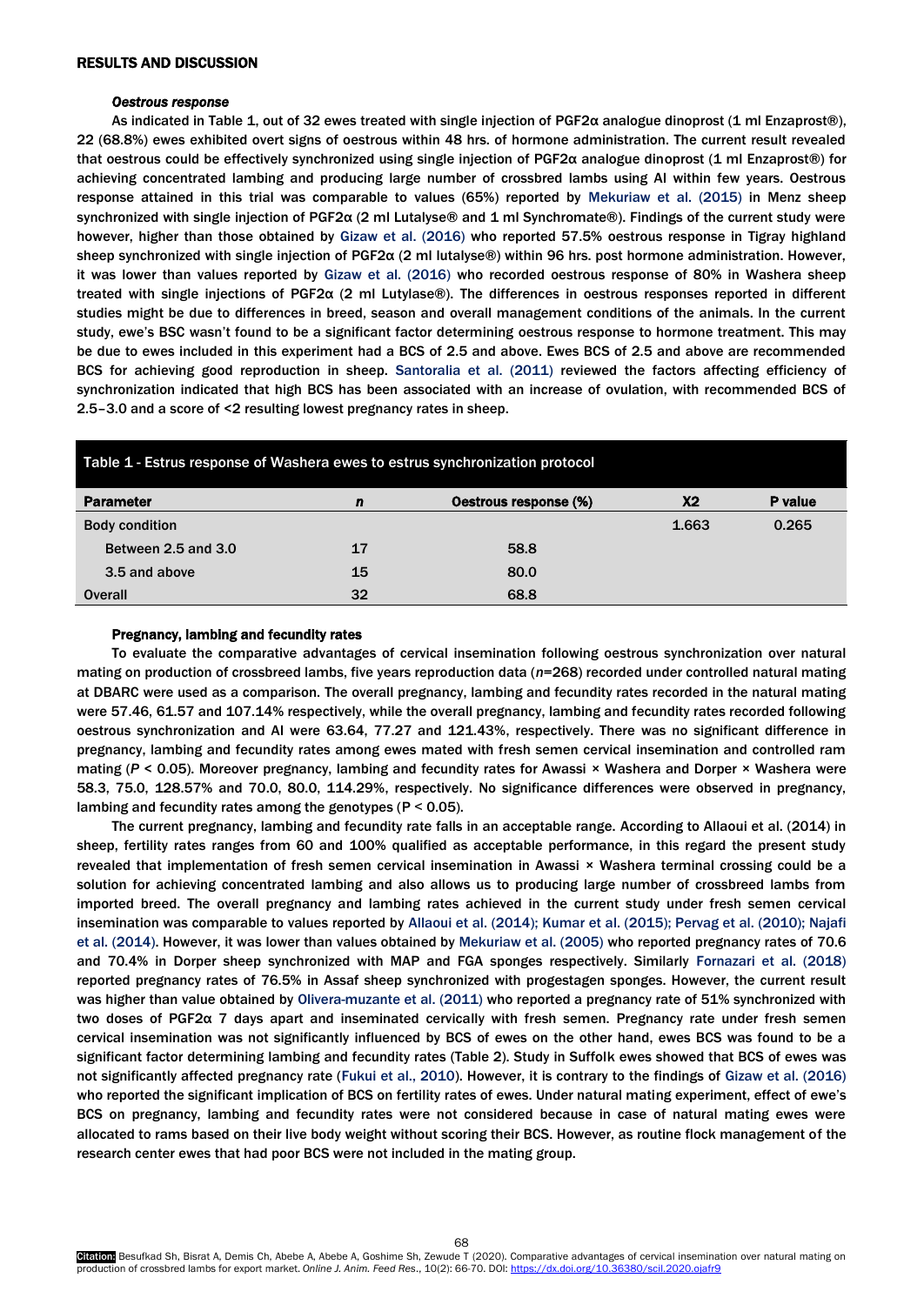## RESULTS AND DISCUSSION

### *Oestrous response*

As indicated in Table 1, out of 32 ewes treated with single injection of PGF2α analogue dinoprost (1 ml Enzaprost®), 22 (68.8%) ewes exhibited overt signs of oestrous within 48 hrs. of hormone administration. The current result revealed that oestrous could be effectively synchronized using single injection of PGF2α analogue dinoprost (1 ml Enzaprost®) for achieving concentrated lambing and producing large number of crossbred lambs using AI within few years. Oestrous response attained in this trial was comparable to values (65%) reported by Mekuriaw et al. (2015) in Menz sheep synchronized with single injection of PGF2α (2 ml Lutalyse® and 1 ml Synchromate®). Findings of the current study were however, higher than those obtained by Gizaw et al. (2016) who reported 57.5% oestrous response in Tigray highland sheep synchronized with single injection of PGF2α (2 ml lutalyse®) within 96 hrs. post hormone administration. However, it was lower than values reported by Gizaw et al. (2016) who recorded oestrous response of 80% in Washera sheep treated with single injections of PGF2α (2 ml Lutylase®). The differences in oestrous responses reported in different studies might be due to differences in breed, season and overall management conditions of the animals. In the current study, ewe's BSC wasn't found to be a significant factor determining oestrous response to hormone treatment. This may be due to ewes included in this experiment had a BCS of 2.5 and above. Ewes BCS of 2.5 and above are recommended BCS for achieving good reproduction in sheep. Santoralia et al. (2011) reviewed the factors affecting efficiency of synchronization indicated that high BCS has been associated with an increase of ovulation, with recommended BCS of 2.5–3.0 and a score of <2 resulting lowest pregnancy rates in sheep.

**Table 1** - Estrus response of Washera ewes to estrus synchronization protocol

| Parameter | n | Oestrous response (%) | X2 | P value |
|---|---|---|---|---|
| Body condition | | | 1.663 | 0.265 |
| Between 2.5 and 3.0 | 17 | 58.8 | | |
| 3.5 and above | 15 | 80.0 | | |
| Overall | 32 | 68.8 | | |

### Pregnancy, lambing and fecundity rates

To evaluate the comparative advantages of cervical insemination following oestrous synchronization over natural mating on production of crossbreed lambs, five years reproduction data (*n*=268) recorded under controlled natural mating at DBARC were used as a comparison. The overall pregnancy, lambing and fecundity rates recorded in the natural mating were 57.46, 61.57 and 107.14% respectively, while the overall pregnancy, lambing and fecundity rates recorded following oestrous synchronization and AI were 63.64, 77.27 and 121.43%, respectively. There was no significant difference in pregnancy, lambing and fecundity rates among ewes mated with fresh semen cervical insemination and controlled ram mating ($P < 0.05$). Moreover pregnancy, lambing and fecundity rates for Awassi × Washera and Dorper × Washera were 58.3, 75.0, 128.57% and 70.0, 80.0, 114.29%, respectively. No significance differences were observed in pregnancy, lambing and fecundity rates among the genotypes ($P < 0.05$).

The current pregnancy, lambing and fecundity rate falls in an acceptable range. According to Allaoui et al. (2014) in sheep, fertility rates ranges from 60 and 100% qualified as acceptable performance, in this regard the present study revealed that implementation of fresh semen cervical insemination in Awassi × Washera terminal crossing could be a solution for achieving concentrated lambing and also allows us to producing large number of crossbreed lambs from imported breed. The overall pregnancy and lambing rates achieved in the current study under fresh semen cervical insemination was comparable to values reported by Allaoui et al. (2014); Kumar et al. (2015); Pervag et al. (2010); Najafi et al. (2014). However, it was lower than values obtained by Mekuriaw et al. (2005) who reported pregnancy rates of 70.6 and 70.4% in Dorper sheep synchronized with MAP and FGA sponges respectively. Similarly Fornazari et al. (2018) reported pregnancy rates of 76.5% in Assaf sheep synchronized with progestagen sponges. However, the current result was higher than value obtained by Olivera-muzante et al. (2011) who reported a pregnancy rate of 51% synchronized with two doses of PGF2α 7 days apart and inseminated cervically with fresh semen. Pregnancy rate under fresh semen cervical insemination was not significantly influenced by BCS of ewes on the other hand, ewes BCS was found to be a significant factor determining lambing and fecundity rates (Table 2). Study in Suffolk ewes showed that BCS of ewes was not significantly affected pregnancy rate (Fukui et al., 2010). However, it is contrary to the findings of Gizaw et al. (2016) who reported the significant implication of BCS on fertility rates of ewes. Under natural mating experiment, effect of ewe's BCS on pregnancy, lambing and fecundity rates were not considered because in case of natural mating ewes were allocated to rams based on their live body weight without scoring their BCS. However, as routine flock management of the research center ewes that had poor BCS were not included in the mating group.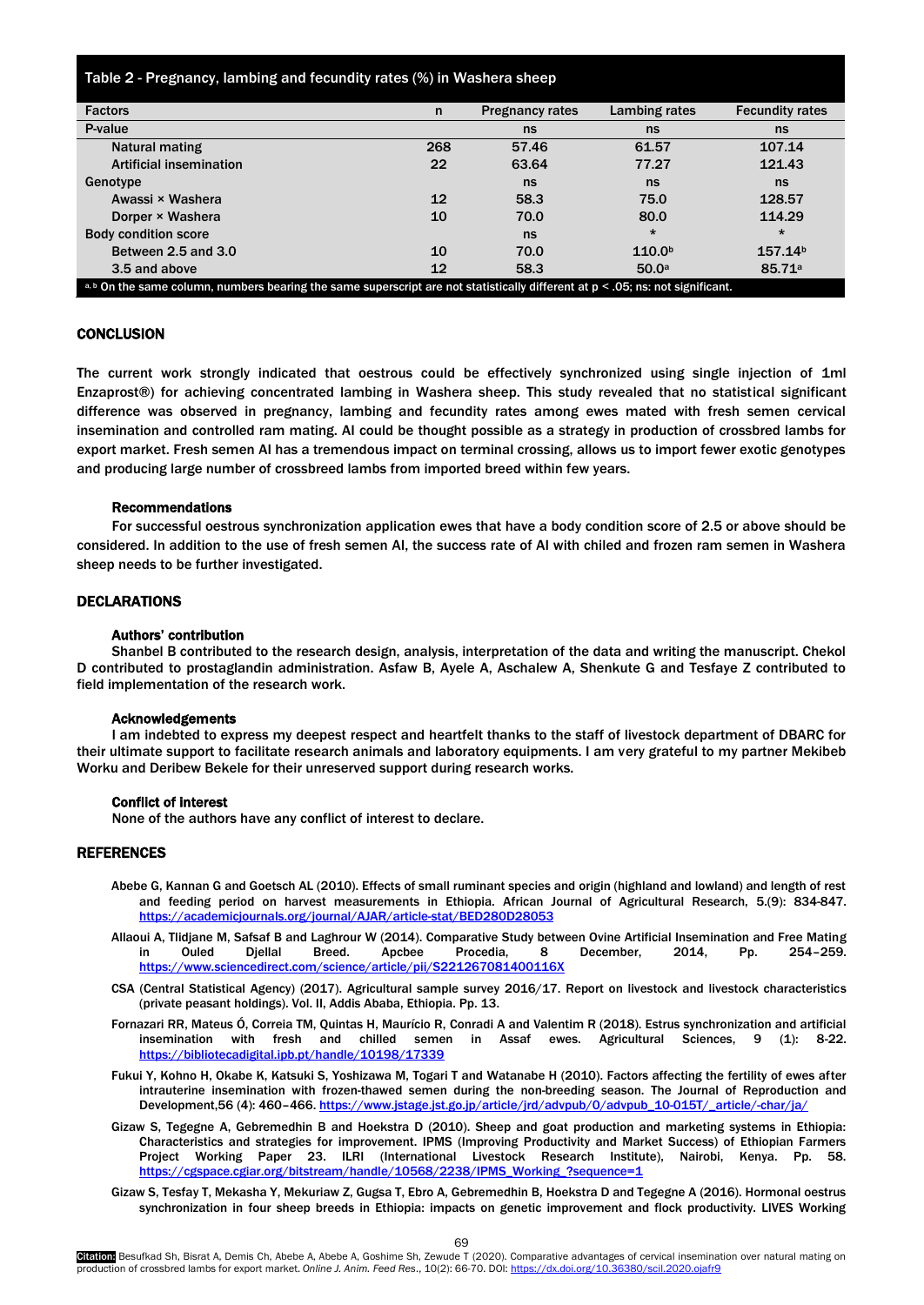Table 2 - Pregnancy, lambing and fecundity rates (%) in Washera sheep

| Factors | n | Pregnancy rates | Lambing rates | Fecundity rates |
|---|---|---|---|---|
| P-value | | ns | ns | ns |
| Natural mating | 268 | 57.46 | 61.57 | 107.14 |
| Artificial insemination | 22 | 63.64 | 77.27 | 121.43 |
| Genotype | | ns | ns | ns |
| Awassi × Washera | 12 | 58.3 | 75.0 | 128.57 |
| Dorper × Washera | 10 | 70.0 | 80.0 | 114.29 |
| Body condition score | | ns | * | * |
| Between 2.5 and 3.0 | 10 | 70.0 | 110.0[b] | 157.14[b] |
| 3.5 and above | 12 | 58.3 | 50.0[a] | 85.71[a] |

[a, b] On the same column, numbers bearing the same superscript are not statistically different at $p < .05$; ns: not significant.

## CONCLUSION

The current work strongly indicated that oestrous could be effectively synchronized using single injection of 1ml Enzaprost®) for achieving concentrated lambing in Washera sheep. This study revealed that no statistical significant difference was observed in pregnancy, lambing and fecundity rates among ewes mated with fresh semen cervical insemination and controlled ram mating. AI could be thought possible as a strategy in production of crossbred lambs for export market. Fresh semen AI has a tremendous impact on terminal crossing, allows us to import fewer exotic genotypes and producing large number of crossbreed lambs from imported breed within few years.

### Recommendations

For successful oestrous synchronization application ewes that have a body condition score of 2.5 or above should be considered. In addition to the use of fresh semen AI, the success rate of AI with chiled and frozen ram semen in Washera sheep needs to be further investigated.

## DECLARATIONS

### Authors' contribution

Shanbel B contributed to the research design, analysis, interpretation of the data and writing the manuscript. Chekol D contributed to prostaglandin administration. Asfaw B, Ayele A, Aschalew A, Shenkute G and Tesfaye Z contributed to field implementation of the research work.

### Acknowledgements

I am indebted to express my deepest respect and heartfelt thanks to the staff of livestock department of DBARC for their ultimate support to facilitate research animals and laboratory equipments. I am very grateful to my partner Mekibeb Worku and Deribew Bekele for their unreserved support during research works.

### Conflict of interest

None of the authors have any conflict of interest to declare.

## REFERENCES

Abebe G, Kannan G and Goetsch AL (2010). Effects of small ruminant species and origin (highland and lowland) and length of rest and feeding period on harvest measurements in Ethiopia. African Journal of Agricultural Research, 5.(9): 834-847. https://academicjournals.org/journal/AJAR/article-stat/BED280D28053

Allaoui A, Tlidjane M, Safsaf B and Laghrour W (2014). Comparative Study between Ovine Artificial Insemination and Free Mating in Ouled Djellal Breed. Apcbee Procedia, 8 December, 2014, Pp. 254–259. https://www.sciencedirect.com/science/article/pii/S221267081400116X

CSA (Central Statistical Agency) (2017). Agricultural sample survey 2016/17. Report on livestock and livestock characteristics (private peasant holdings). Vol. II, Addis Ababa, Ethiopia. Pp. 13.

Fornazari RR, Mateus Ó, Correia TM, Quintas H, Maurício R, Conradi A and Valentim R (2018). Estrus synchronization and artificial insemination with fresh and chilled semen in Assaf ewes. Agricultural Sciences, 9 (1): 8-22. https://bibliotecadigital.ipb.pt/handle/10198/17339

Fukui Y, Kohno H, Okabe K, Katsuki S, Yoshizawa M, Togari T and Watanabe H (2010). Factors affecting the fertility of ewes after intrauterine insemination with frozen-thawed semen during the non-breeding season. The Journal of Reproduction and Development,56 (4): 460–466. https://www.jstage.jst.go.jp/article/jrd/advpub/0/advpub_10-015T/_article/-char/ja/

Gizaw S, Tegegne A, Gebremedhin B and Hoekstra D (2010). Sheep and goat production and marketing systems in Ethiopia: Characteristics and strategies for improvement. IPMS (Improving Productivity and Market Success) of Ethiopian Farmers Project Working Paper 23. ILRI (International Livestock Research Institute), Nairobi, Kenya. Pp. 58. https://cgspace.cgiar.org/bitstream/handle/10568/2238/IPMS_Working_?sequence=1

Gizaw S, Tesfay T, Mekasha Y, Mekuriaw Z, Gugsa T, Ebro A, Gebremedhin B, Hoekstra D and Tegegne A (2016). Hormonal oestrus synchronization in four sheep breeds in Ethiopia: impacts on genetic improvement and flock productivity. LIVES Working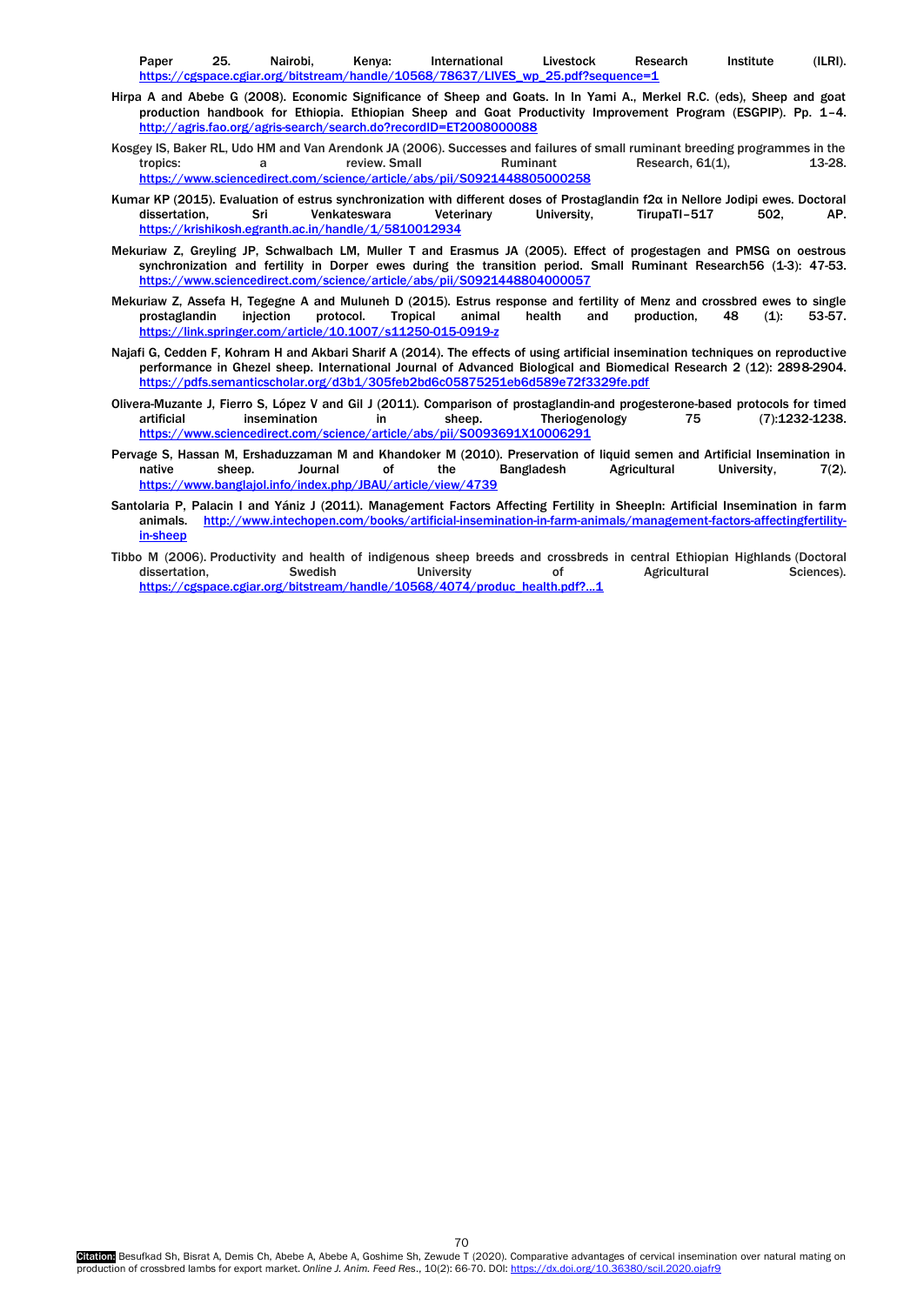Paper 25. Nairobi, Kenya: International Livestock Research Institute (ILRI). https://cgspace.cgiar.org/bitstream/handle/10568/78637/LIVES_wp_25.pdf?sequence=1

Hirpa A and Abebe G (2008). Economic Significance of Sheep and Goats. In In Yami A., Merkel R.C. (eds), Sheep and goat production handbook for Ethiopia. Ethiopian Sheep and Goat Productivity Improvement Program (ESGPIP). Pp. 1–4. http://agris.fao.org/agris-search/search.do?recordID=ET2008000088

Kosgey IS, Baker RL, Udo HM and Van Arendonk JA (2006). Successes and failures of small ruminant breeding programmes in the tropics: a review. Small Ruminant Research, 61(1), 13-28. https://www.sciencedirect.com/science/article/abs/pii/S0921448805000258

Kumar KP (2015). Evaluation of estrus synchronization with different doses of Prostaglandin f2α in Nellore Jodipi ewes. Doctoral dissertation, Sri Venkateswara Veterinary University, TirupaTI–517 502, AP. https://krishikosh.egranth.ac.in/handle/1/5810012934

Mekuriaw Z, Greyling JP, Schwalbach LM, Muller T and Erasmus JA (2005). Effect of progestagen and PMSG on oestrous synchronization and fertility in Dorper ewes during the transition period. Small Ruminant Research56 (1-3): 47-53. https://www.sciencedirect.com/science/article/abs/pii/S0921448804000057

Mekuriaw Z, Assefa H, Tegegne A and Muluneh D (2015). Estrus response and fertility of Menz and crossbred ewes to single prostaglandin injection protocol. Tropical animal health and production, 48 (1): 53-57. https://link.springer.com/article/10.1007/s11250-015-0919-z

Najafi G, Cedden F, Kohram H and Akbari Sharif A (2014). The effects of using artificial insemination techniques on reproductive performance in Ghezel sheep. International Journal of Advanced Biological and Biomedical Research 2 (12): 2898-2904. https://pdfs.semanticscholar.org/d3b1/305feb2bd6c05875251eb6d589e72f3329fe.pdf

Olivera-Muzante J, Fierro S, López V and Gil J (2011). Comparison of prostaglandin-and progesterone-based protocols for timed artificial insemination in sheep. Theriogenology 75 (7):1232-1238. https://www.sciencedirect.com/science/article/abs/pii/S0093691X10006291

Pervage S, Hassan M, Ershaduzzaman M and Khandoker M (2010). Preservation of liquid semen and Artificial Insemination in native sheep. Journal of the Bangladesh Agricultural University, 7(2). https://www.banglajol.info/index.php/JBAU/article/view/4739

Santolaria P, Palacin I and Yániz J (2011). Management Factors Affecting Fertility in SheepIn: Artificial Insemination in farm animals. http://www.intechopen.com/books/artificial-insemination-in-farm-animals/management-factors-affectingfertility-in-sheep

Tibbo M (2006). Productivity and health of indigenous sheep breeds and crossbreds in central Ethiopian Highlands (Doctoral dissertation, Swedish University of Agricultural Sciences). https://cgspace.cgiar.org/bitstream/handle/10568/4074/produc_health.pdf?...1